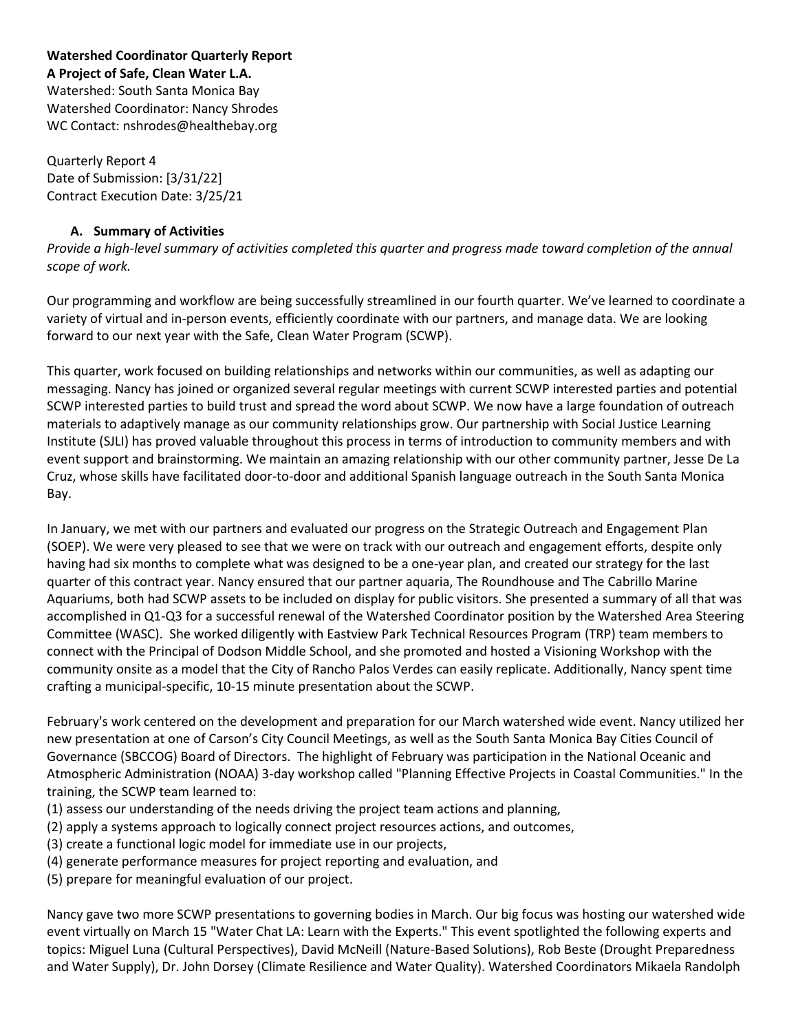**Watershed Coordinator Quarterly Report**
**A Project of Safe, Clean Water L.A.**
Watershed: South Santa Monica Bay
Watershed Coordinator: Nancy Shrodes
WC Contact: nshrodes@healthebay.org

Quarterly Report 4
Date of Submission: [3/31/22]
Contract Execution Date: 3/25/21

## A. Summary of Activities

*Provide a high-level summary of activities completed this quarter and progress made toward completion of the annual scope of work.*

Our programming and workflow are being successfully streamlined in our fourth quarter. We've learned to coordinate a variety of virtual and in-person events, efficiently coordinate with our partners, and manage data. We are looking forward to our next year with the Safe, Clean Water Program (SCWP).

This quarter, work focused on building relationships and networks within our communities, as well as adapting our messaging. Nancy has joined or organized several regular meetings with current SCWP interested parties and potential SCWP interested parties to build trust and spread the word about SCWP. We now have a large foundation of outreach materials to adaptively manage as our community relationships grow. Our partnership with Social Justice Learning Institute (SJLI) has proved valuable throughout this process in terms of introduction to community members and with event support and brainstorming. We maintain an amazing relationship with our other community partner, Jesse De La Cruz, whose skills have facilitated door-to-door and additional Spanish language outreach in the South Santa Monica Bay.

In January, we met with our partners and evaluated our progress on the Strategic Outreach and Engagement Plan (SOEP). We were very pleased to see that we were on track with our outreach and engagement efforts, despite only having had six months to complete what was designed to be a one-year plan, and created our strategy for the last quarter of this contract year. Nancy ensured that our partner aquaria, The Roundhouse and The Cabrillo Marine Aquariums, both had SCWP assets to be included on display for public visitors. She presented a summary of all that was accomplished in Q1-Q3 for a successful renewal of the Watershed Coordinator position by the Watershed Area Steering Committee (WASC). She worked diligently with Eastview Park Technical Resources Program (TRP) team members to connect with the Principal of Dodson Middle School, and she promoted and hosted a Visioning Workshop with the community onsite as a model that the City of Rancho Palos Verdes can easily replicate. Additionally, Nancy spent time crafting a municipal-specific, 10-15 minute presentation about the SCWP.

February's work centered on the development and preparation for our March watershed wide event. Nancy utilized her new presentation at one of Carson's City Council Meetings, as well as the South Santa Monica Bay Cities Council of Governance (SBCCOG) Board of Directors. The highlight of February was participation in the National Oceanic and Atmospheric Administration (NOAA) 3-day workshop called "Planning Effective Projects in Coastal Communities." In the training, the SCWP team learned to:

(1) assess our understanding of the needs driving the project team actions and planning,
(2) apply a systems approach to logically connect project resources actions, and outcomes,
(3) create a functional logic model for immediate use in our projects,
(4) generate performance measures for project reporting and evaluation, and
(5) prepare for meaningful evaluation of our project.

Nancy gave two more SCWP presentations to governing bodies in March. Our big focus was hosting our watershed wide event virtually on March 15 "Water Chat LA: Learn with the Experts." This event spotlighted the following experts and topics: Miguel Luna (Cultural Perspectives), David McNeill (Nature-Based Solutions), Rob Beste (Drought Preparedness and Water Supply), Dr. John Dorsey (Climate Resilience and Water Quality). Watershed Coordinators Mikaela Randolph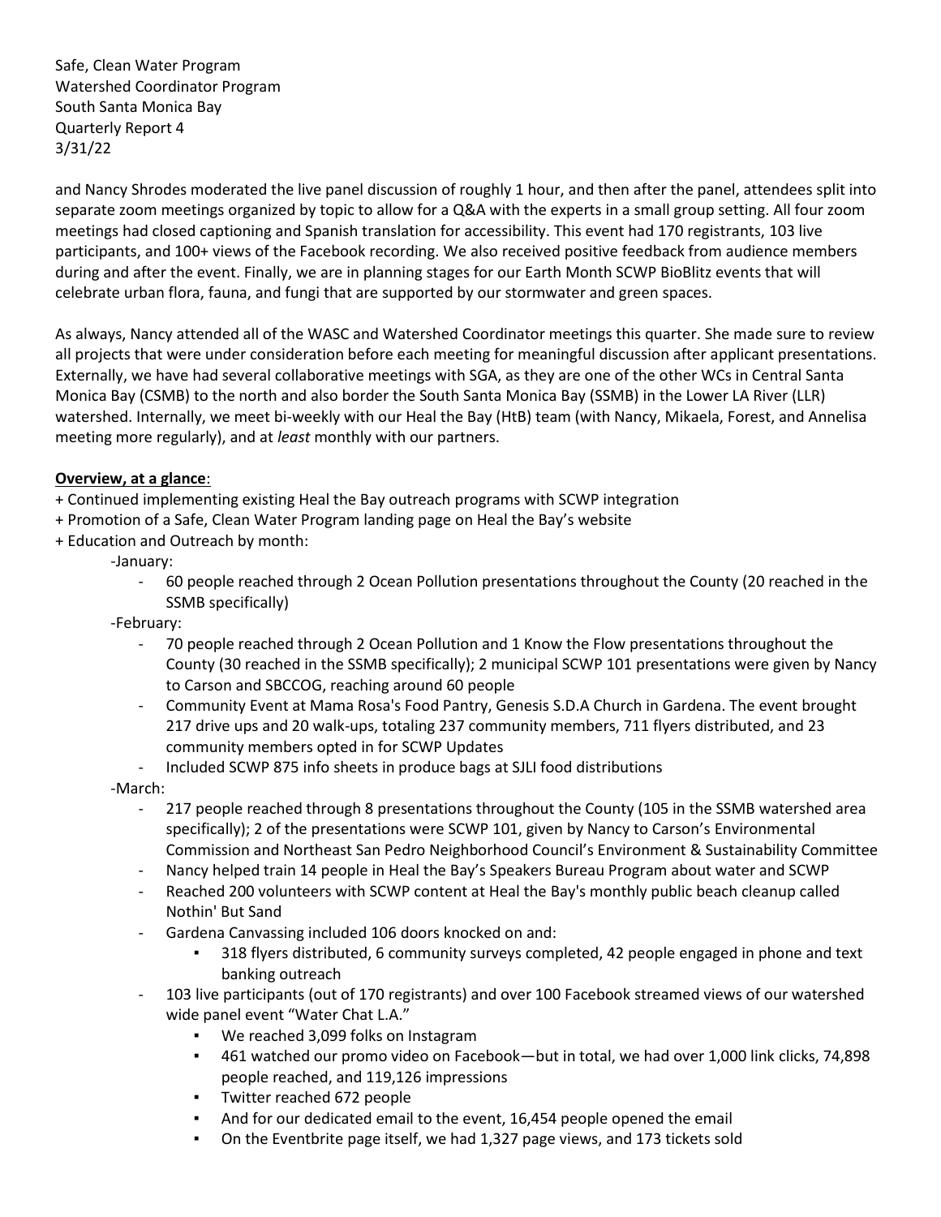and Nancy Shrodes moderated the live panel discussion of roughly 1 hour, and then after the panel, attendees split into separate zoom meetings organized by topic to allow for a Q&A with the experts in a small group setting. All four zoom meetings had closed captioning and Spanish translation for accessibility. This event had 170 registrants, 103 live participants, and 100+ views of the Facebook recording. We also received positive feedback from audience members during and after the event. Finally, we are in planning stages for our Earth Month SCWP BioBlitz events that will celebrate urban flora, fauna, and fungi that are supported by our stormwater and green spaces.

As always, Nancy attended all of the WASC and Watershed Coordinator meetings this quarter. She made sure to review all projects that were under consideration before each meeting for meaningful discussion after applicant presentations. Externally, we have had several collaborative meetings with SGA, as they are one of the other WCs in Central Santa Monica Bay (CSMB) to the north and also border the South Santa Monica Bay (SSMB) in the Lower LA River (LLR) watershed. Internally, we meet bi-weekly with our Heal the Bay (HtB) team (with Nancy, Mikaela, Forest, and Annelisa meeting more regularly), and at *least* monthly with our partners.

**<u>Overview, at a glance</u>**:

+ Continued implementing existing Heal the Bay outreach programs with SCWP integration
+ Promotion of a Safe, Clean Water Program landing page on Heal the Bay's website
+ Education and Outreach by month:
  - January:
    - 60 people reached through 2 Ocean Pollution presentations throughout the County (20 reached in the SSMB specifically)
  - February:
    - 70 people reached through 2 Ocean Pollution and 1 Know the Flow presentations throughout the County (30 reached in the SSMB specifically); 2 municipal SCWP 101 presentations were given by Nancy to Carson and SBCCOG, reaching around 60 people
    - Community Event at Mama Rosa's Food Pantry, Genesis S.D.A Church in Gardena. The event brought 217 drive ups and 20 walk-ups, totaling 237 community members, 711 flyers distributed, and 23 community members opted in for SCWP Updates
    - Included SCWP 875 info sheets in produce bags at SJLI food distributions
  - March:
    - 217 people reached through 8 presentations throughout the County (105 in the SSMB watershed area specifically); 2 of the presentations were SCWP 101, given by Nancy to Carson's Environmental Commission and Northeast San Pedro Neighborhood Council's Environment & Sustainability Committee
    - Nancy helped train 14 people in Heal the Bay's Speakers Bureau Program about water and SCWP
    - Reached 200 volunteers with SCWP content at Heal the Bay's monthly public beach cleanup called Nothin' But Sand
    - Gardena Canvassing included 106 doors knocked on and:
      - 318 flyers distributed, 6 community surveys completed, 42 people engaged in phone and text banking outreach
    - 103 live participants (out of 170 registrants) and over 100 Facebook streamed views of our watershed wide panel event "Water Chat L.A."
      - We reached 3,099 folks on Instagram
      - 461 watched our promo video on Facebook—but in total, we had over 1,000 link clicks, 74,898 people reached, and 119,126 impressions
      - Twitter reached 672 people
      - And for our dedicated email to the event, 16,454 people opened the email
      - On the Eventbrite page itself, we had 1,327 page views, and 173 tickets sold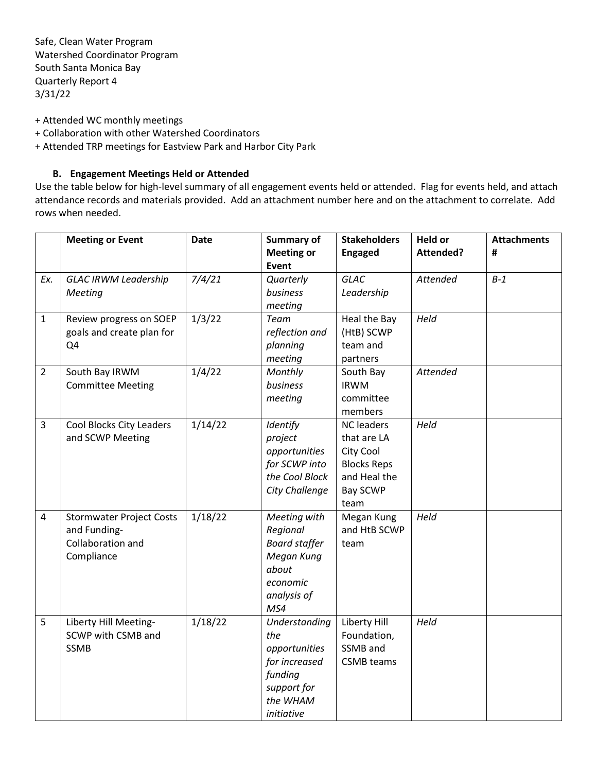Safe, Clean Water Program
Watershed Coordinator Program
South Santa Monica Bay
Quarterly Report 4
3/31/22

+ Attended WC monthly meetings
+ Collaboration with other Watershed Coordinators
+ Attended TRP meetings for Eastview Park and Harbor City Park

### B. Engagement Meetings Held or Attended

Use the table below for high-level summary of all engagement events held or attended. Flag for events held, and attach attendance records and materials provided. Add an attachment number here and on the attachment to correlate. Add rows when needed.

| | Meeting or Event | Date | Summary of Meeting or Event | Stakeholders Engaged | Held or Attended? | Attachments # |
|---|---|---|---|---|---|---|
| *Ex.* | *GLAC IRWM Leadership Meeting* | *7/4/21* | *Quarterly business meeting* | *GLAC Leadership* | *Attended* | *B-1* |
| 1 | Review progress on SOEP goals and create plan for Q4 | 1/3/22 | *Team reflection and planning meeting* | Heal the Bay (HtB) SCWP team and partners | *Held* | |
| 2 | South Bay IRWM Committee Meeting | 1/4/22 | *Monthly business meeting* | South Bay IRWM committee members | *Attended* | |
| 3 | Cool Blocks City Leaders and SCWP Meeting | 1/14/22 | *Identify project opportunities for SCWP into the Cool Block City Challenge* | NC leaders that are LA City Cool Blocks Reps and Heal the Bay SCWP team | *Held* | |
| 4 | Stormwater Project Costs and Funding- Collaboration and Compliance | 1/18/22 | *Meeting with Regional Board staffer Megan Kung about economic analysis of MS4* | Megan Kung and HtB SCWP team | *Held* | |
| 5 | Liberty Hill Meeting- SCWP with CSMB and SSMB | 1/18/22 | *Understanding the opportunities for increased funding support for the WHAM initiative* | Liberty Hill Foundation, SSMB and CSMB teams | *Held* | |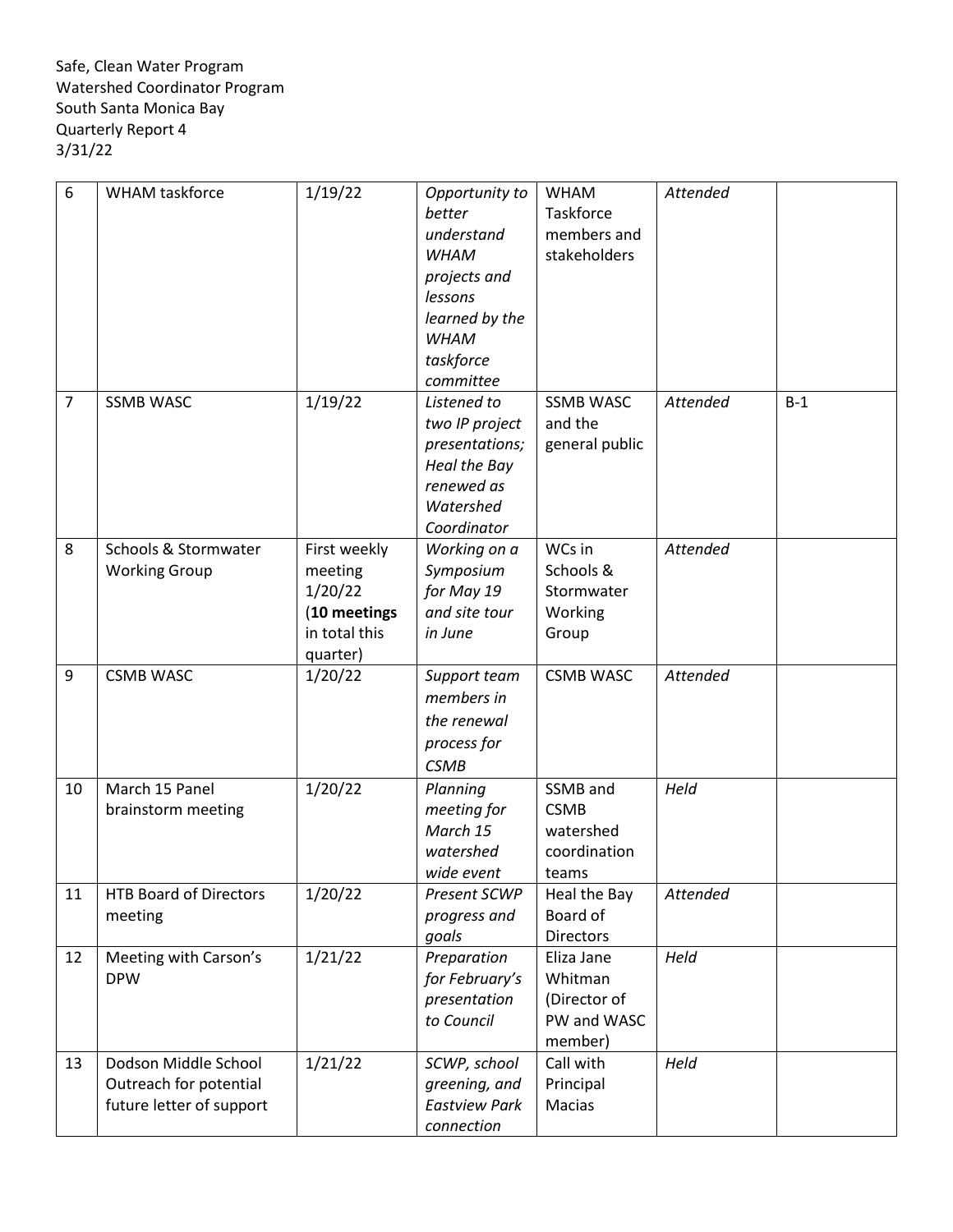Safe, Clean Water Program
Watershed Coordinator Program
South Santa Monica Bay
Quarterly Report 4
3/31/22

| | | | | | | |
|---|---|---|---|---|---|---|
| 6 | WHAM taskforce | 1/19/22 | *Opportunity to better understand WHAM projects and lessons learned by the WHAM taskforce committee* | WHAM Taskforce members and stakeholders | *Attended* | |
| 7 | SSMB WASC | 1/19/22 | *Listened to two IP project presentations; Heal the Bay renewed as Watershed Coordinator* | SSMB WASC and the general public | *Attended* | B-1 |
| 8 | Schools & Stormwater Working Group | First weekly meeting 1/20/22 (**10 meetings** in total this quarter) | *Working on a Symposium for May 19 and site tour in June* | WCs in Schools & Stormwater Working Group | *Attended* | |
| 9 | CSMB WASC | 1/20/22 | *Support team members in the renewal process for CSMB* | CSMB WASC | *Attended* | |
| 10 | March 15 Panel brainstorm meeting | 1/20/22 | *Planning meeting for March 15 watershed wide event* | SSMB and CSMB watershed coordination teams | *Held* | |
| 11 | HTB Board of Directors meeting | 1/20/22 | *Present SCWP progress and goals* | Heal the Bay Board of Directors | *Attended* | |
| 12 | Meeting with Carson's DPW | 1/21/22 | *Preparation for February's presentation to Council* | Eliza Jane Whitman (Director of PW and WASC member) | *Held* | |
| 13 | Dodson Middle School Outreach for potential future letter of support | 1/21/22 | *SCWP, school greening, and Eastview Park connection* | Call with Principal Macias | *Held* | |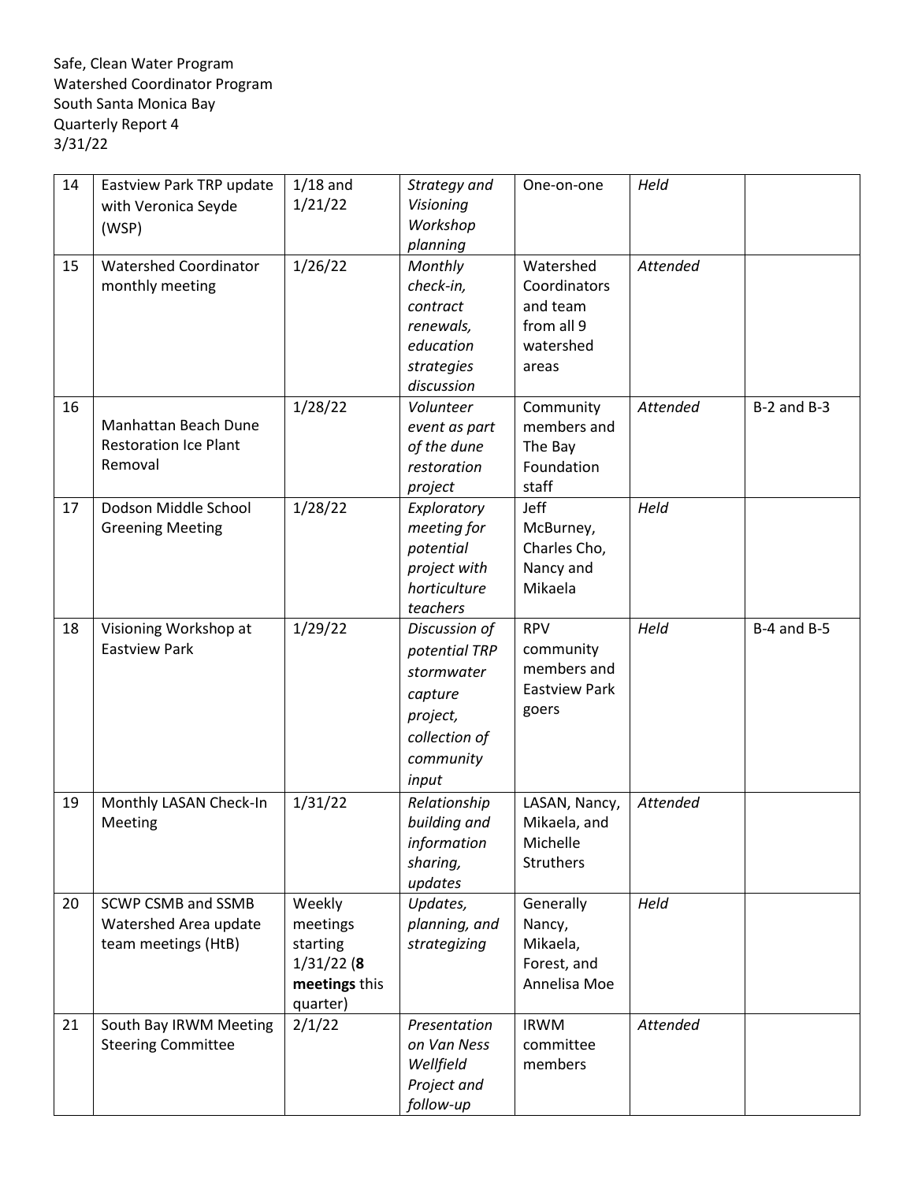Safe, Clean Water Program
Watershed Coordinator Program
South Santa Monica Bay
Quarterly Report 4
3/31/22

| | | | | | | |
|---|---|---|---|---|---|---|
| 14 | Eastview Park TRP update with Veronica Seyde (WSP) | 1/18 and 1/21/22 | *Strategy and Visioning Workshop planning* | One-on-one | *Held* | |
| 15 | Watershed Coordinator monthly meeting | 1/26/22 | *Monthly check-in, contract renewals, education strategies discussion* | Watershed Coordinators and team from all 9 watershed areas | *Attended* | |
| 16 | Manhattan Beach Dune Restoration Ice Plant Removal | 1/28/22 | *Volunteer event as part of the dune restoration project* | Community members and The Bay Foundation staff | *Attended* | B-2 and B-3 |
| 17 | Dodson Middle School Greening Meeting | 1/28/22 | *Exploratory meeting for potential project with horticulture teachers* | Jeff McBurney, Charles Cho, Nancy and Mikaela | *Held* | |
| 18 | Visioning Workshop at Eastview Park | 1/29/22 | *Discussion of potential TRP stormwater capture project, collection of community input* | RPV community members and Eastview Park goers | *Held* | B-4 and B-5 |
| 19 | Monthly LASAN Check-In Meeting | 1/31/22 | *Relationship building and information sharing, updates* | LASAN, Nancy, Mikaela, and Michelle Struthers | *Attended* | |
| 20 | SCWP CSMB and SSMB Watershed Area update team meetings (HtB) | Weekly meetings starting 1/31/22 (**8 meetings** this quarter) | *Updates, planning, and strategizing* | Generally Nancy, Mikaela, Forest, and Annelisa Moe | *Held* | |
| 21 | South Bay IRWM Meeting Steering Committee | 2/1/22 | *Presentation on Van Ness Wellfield Project and follow-up* | IRWM committee members | *Attended* | |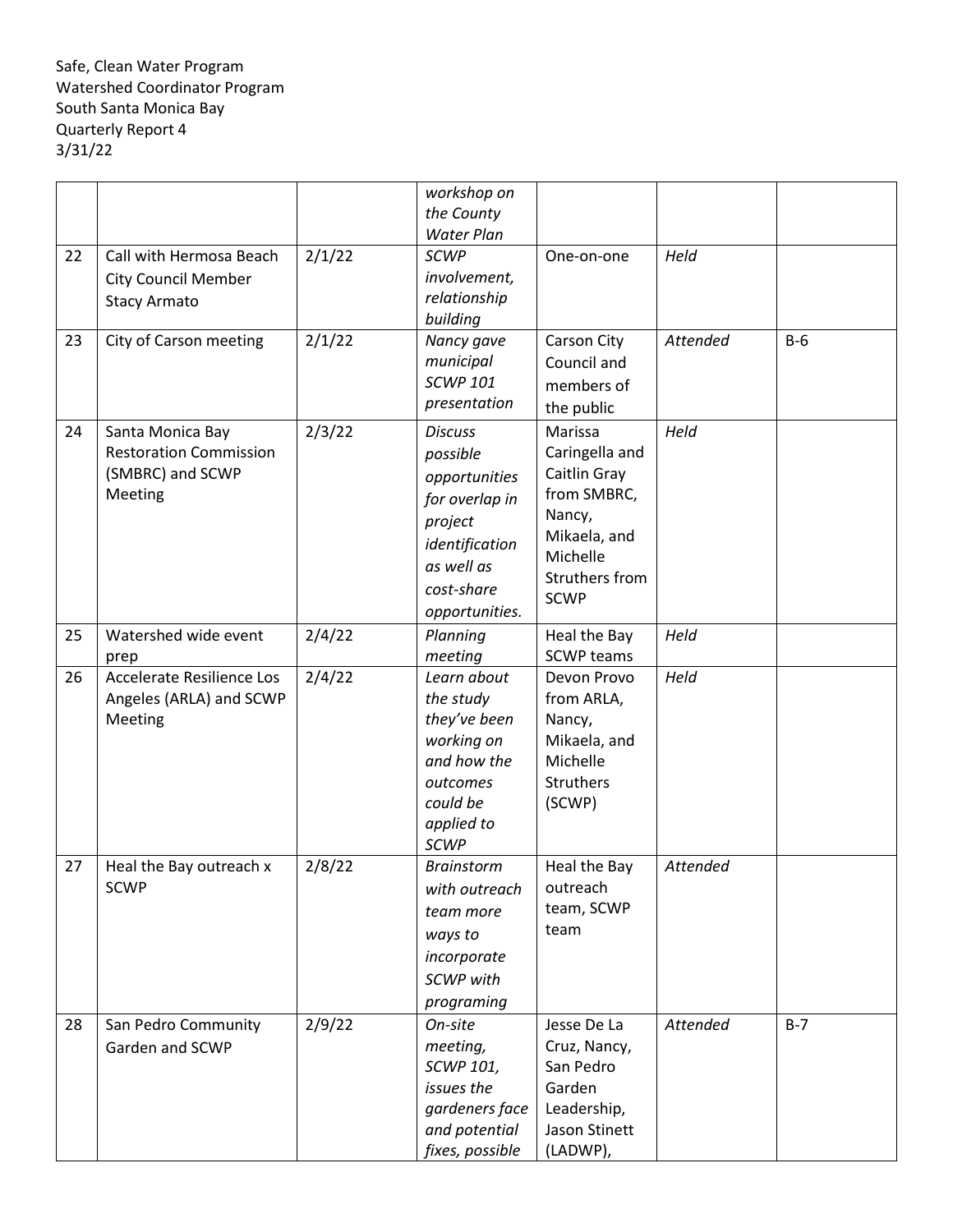Safe, Clean Water Program
Watershed Coordinator Program
South Santa Monica Bay
Quarterly Report 4
3/31/22

| | | | | | | |
|---|---|---|---|---|---|---|
| | | | *workshop on the County Water Plan* | | | |
| 22 | Call with Hermosa Beach City Council Member Stacy Armato | 2/1/22 | *SCWP involvement, relationship building* | One-on-one | *Held* | |
| 23 | City of Carson meeting | 2/1/22 | *Nancy gave municipal SCWP 101 presentation* | Carson City Council and members of the public | *Attended* | B-6 |
| 24 | Santa Monica Bay Restoration Commission (SMBRC) and SCWP Meeting | 2/3/22 | *Discuss possible opportunities for overlap in project identification as well as cost-share opportunities.* | Marissa Caringella and Caitlin Gray from SMBRC, Nancy, Mikaela, and Michelle Struthers from SCWP | *Held* | |
| 25 | Watershed wide event prep | 2/4/22 | *Planning meeting* | Heal the Bay SCWP teams | *Held* | |
| 26 | Accelerate Resilience Los Angeles (ARLA) and SCWP Meeting | 2/4/22 | *Learn about the study they've been working on and how the outcomes could be applied to SCWP* | Devon Provo from ARLA, Nancy, Mikaela, and Michelle Struthers (SCWP) | *Held* | |
| 27 | Heal the Bay outreach x SCWP | 2/8/22 | *Brainstorm with outreach team more ways to incorporate SCWP with programing* | Heal the Bay outreach team, SCWP team | *Attended* | |
| 28 | San Pedro Community Garden and SCWP | 2/9/22 | *On-site meeting, SCWP 101, issues the gardeners face and potential fixes, possible* | Jesse De La Cruz, Nancy, San Pedro Garden Leadership, Jason Stinett (LADWP), | *Attended* | B-7 |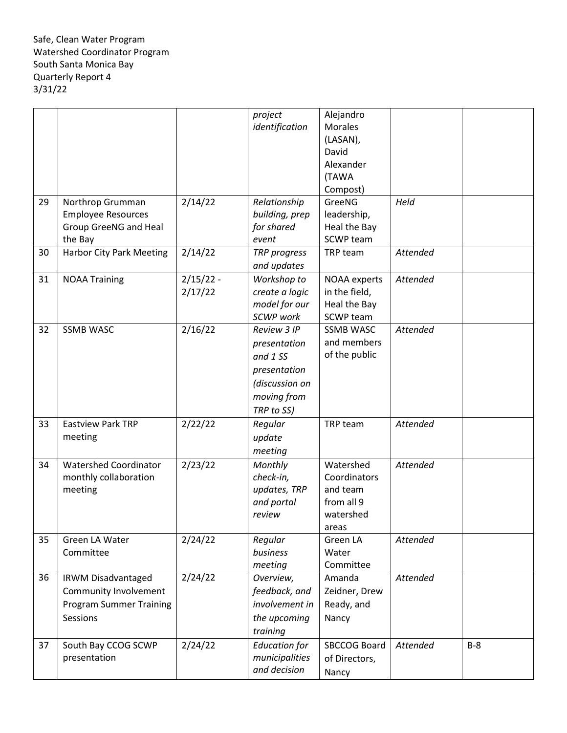Safe, Clean Water Program
Watershed Coordinator Program
South Santa Monica Bay
Quarterly Report 4
3/31/22

| | | | | | | |
|---|---|---|---|---|---|---|
| | | | *project identification* | Alejandro Morales (LASAN), David Alexander (TAWA Compost) | | |
| 29 | Northrop Grumman Employee Resources Group GreeNG and Heal the Bay | 2/14/22 | *Relationship building, prep for shared event* | GreeNG leadership, Heal the Bay SCWP team | *Held* | |
| 30 | Harbor City Park Meeting | 2/14/22 | *TRP progress and updates* | TRP team | *Attended* | |
| 31 | NOAA Training | 2/15/22 - 2/17/22 | *Workshop to create a logic model for our SCWP work* | NOAA experts in the field, Heal the Bay SCWP team | *Attended* | |
| 32 | SSMB WASC | 2/16/22 | *Review 3 IP presentation and 1 SS presentation (discussion on moving from TRP to SS)* | SSMB WASC and members of the public | *Attended* | |
| 33 | Eastview Park TRP meeting | 2/22/22 | *Regular update meeting* | TRP team | *Attended* | |
| 34 | Watershed Coordinator monthly collaboration meeting | 2/23/22 | *Monthly check-in, updates, TRP and portal review* | Watershed Coordinators and team from all 9 watershed areas | *Attended* | |
| 35 | Green LA Water Committee | 2/24/22 | *Regular business meeting* | Green LA Water Committee | *Attended* | |
| 36 | IRWM Disadvantaged Community Involvement Program Summer Training Sessions | 2/24/22 | *Overview, feedback, and involvement in the upcoming training* | Amanda Zeidner, Drew Ready, and Nancy | *Attended* | |
| 37 | South Bay CCOG SCWP presentation | 2/24/22 | *Education for municipalities and decision* | SBCCOG Board of Directors, Nancy | *Attended* | B-8 |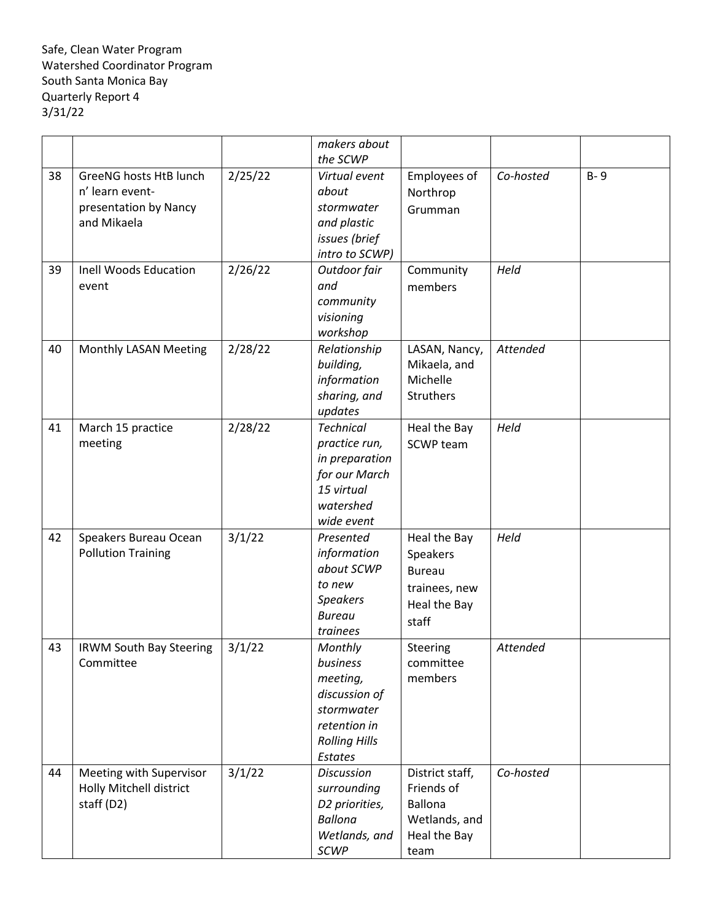Safe, Clean Water Program
Watershed Coordinator Program
South Santa Monica Bay
Quarterly Report 4
3/31/22

| | | | | | | |
|---|---|---|---|---|---|---|
| | | | *makers about the SCWP* | | | |
| 38 | GreeNG hosts HtB lunch n' learn event- presentation by Nancy and Mikaela | 2/25/22 | *Virtual event about stormwater and plastic issues (brief intro to SCWP)* | Employees of Northrop Grumman | *Co-hosted* | B- 9 |
| 39 | Inell Woods Education event | 2/26/22 | *Outdoor fair and community visioning workshop* | Community members | *Held* | |
| 40 | Monthly LASAN Meeting | 2/28/22 | *Relationship building, information sharing, and updates* | LASAN, Nancy, Mikaela, and Michelle Struthers | *Attended* | |
| 41 | March 15 practice meeting | 2/28/22 | *Technical practice run, in preparation for our March 15 virtual watershed wide event* | Heal the Bay SCWP team | *Held* | |
| 42 | Speakers Bureau Ocean Pollution Training | 3/1/22 | *Presented information about SCWP to new Speakers Bureau trainees* | Heal the Bay Speakers Bureau trainees, new Heal the Bay staff | *Held* | |
| 43 | IRWM South Bay Steering Committee | 3/1/22 | *Monthly business meeting, discussion of stormwater retention in Rolling Hills Estates* | Steering committee members | *Attended* | |
| 44 | Meeting with Supervisor Holly Mitchell district staff (D2) | 3/1/22 | *Discussion surrounding D2 priorities, Ballona Wetlands, and SCWP* | District staff, Friends of Ballona Wetlands, and Heal the Bay team | *Co-hosted* | |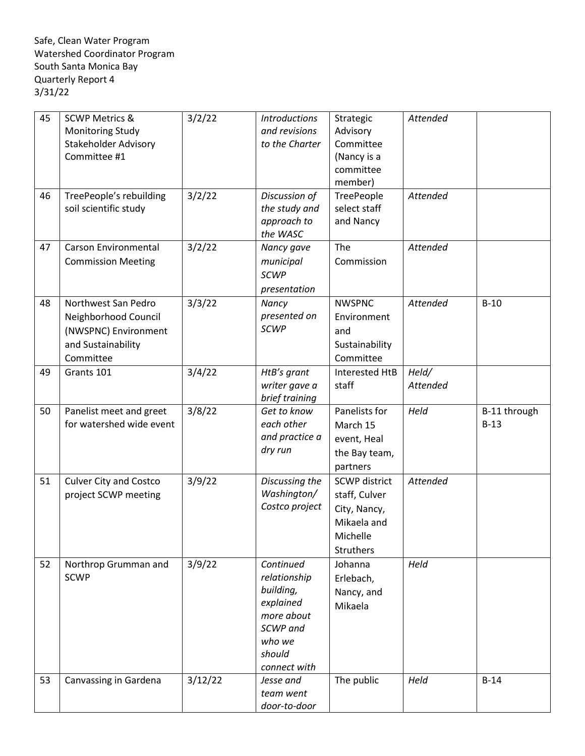Safe, Clean Water Program
Watershed Coordinator Program
South Santa Monica Bay
Quarterly Report 4
3/31/22

| | | | | | | |
|---|---|---|---|---|---|---|
| 45 | SCWP Metrics & Monitoring Study Stakeholder Advisory Committee #1 | 3/2/22 | *Introductions and revisions to the Charter* | Strategic Advisory Committee (Nancy is a committee member) | *Attended* | |
| 46 | TreePeople's rebuilding soil scientific study | 3/2/22 | *Discussion of the study and approach to the WASC* | TreePeople select staff and Nancy | *Attended* | |
| 47 | Carson Environmental Commission Meeting | 3/2/22 | *Nancy gave municipal SCWP presentation* | The Commission | *Attended* | |
| 48 | Northwest San Pedro Neighborhood Council (NWSPNC) Environment and Sustainability Committee | 3/3/22 | *Nancy presented on SCWP* | NWSPNC Environment and Sustainability Committee | *Attended* | B-10 |
| 49 | Grants 101 | 3/4/22 | *HtB's grant writer gave a brief training* | Interested HtB staff | *Held/ Attended* | |
| 50 | Panelist meet and greet for watershed wide event | 3/8/22 | *Get to know each other and practice a dry run* | Panelists for March 15 event, Heal the Bay team, partners | *Held* | B-11 through B-13 |
| 51 | Culver City and Costco project SCWP meeting | 3/9/22 | *Discussing the Washington/ Costco project* | SCWP district staff, Culver City, Nancy, Mikaela and Michelle Struthers | *Attended* | |
| 52 | Northrop Grumman and SCWP | 3/9/22 | *Continued relationship building, explained more about SCWP and who we should connect with* | Johanna Erlebach, Nancy, and Mikaela | *Held* | |
| 53 | Canvassing in Gardena | 3/12/22 | *Jesse and team went door-to-door* | The public | *Held* | B-14 |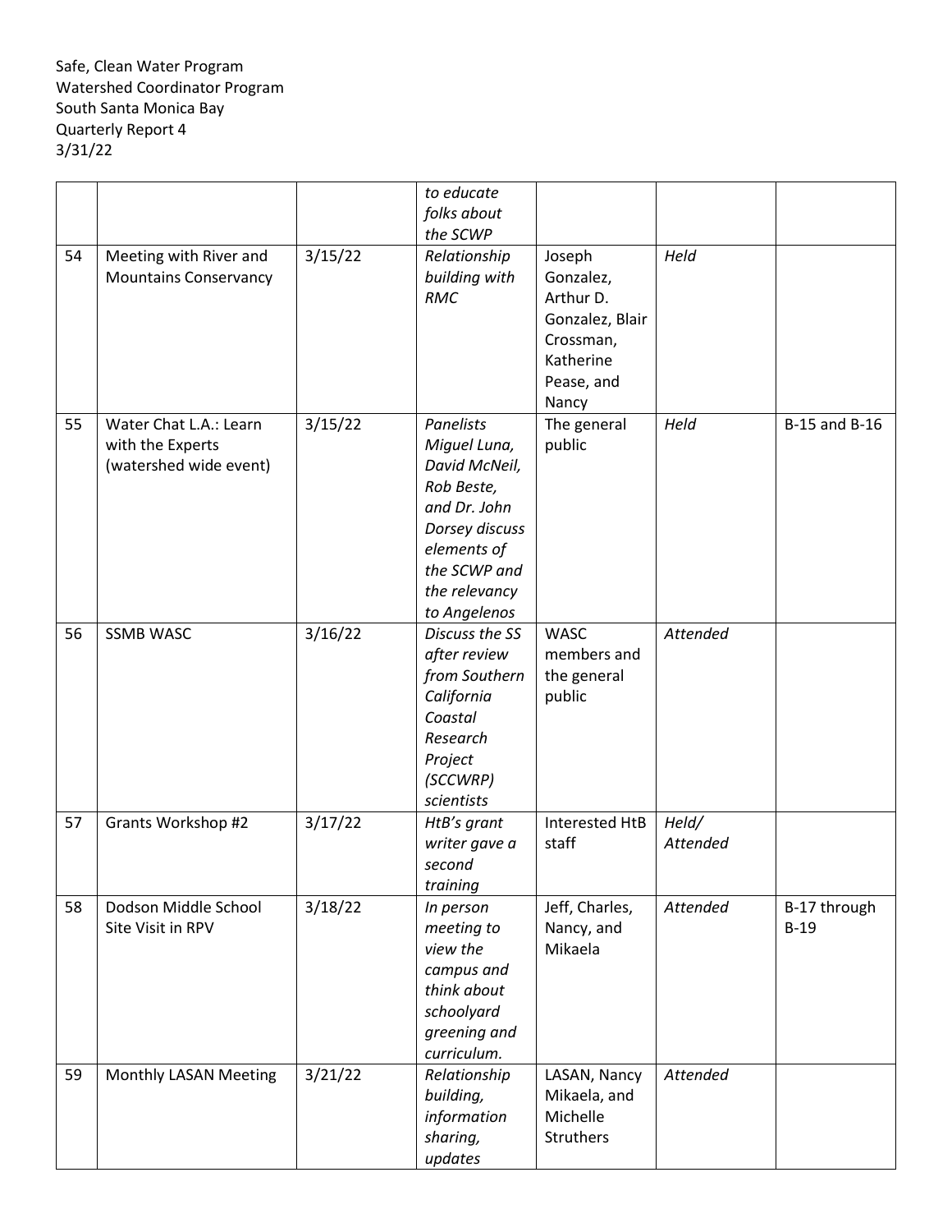| | | | *to educate folks about the SCWP* | | | |
|---|---|---|---|---|---|---|
| 54 | Meeting with River and Mountains Conservancy | 3/15/22 | *Relationship building with RMC* | Joseph Gonzalez, Arthur D. Gonzalez, Blair Crossman, Katherine Pease, and Nancy | *Held* | |
| 55 | Water Chat L.A.: Learn with the Experts (watershed wide event) | 3/15/22 | *Panelists Miguel Luna, David McNeil, Rob Beste, and Dr. John Dorsey discuss elements of the SCWP and the relevancy to Angelenos* | The general public | *Held* | B-15 and B-16 |
| 56 | SSMB WASC | 3/16/22 | *Discuss the SS after review from Southern California Coastal Research Project (SCCWRP) scientists* | WASC members and the general public | *Attended* | |
| 57 | Grants Workshop #2 | 3/17/22 | *HtB's grant writer gave a second training* | Interested HtB staff | *Held/ Attended* | |
| 58 | Dodson Middle School Site Visit in RPV | 3/18/22 | *In person meeting to view the campus and think about schoolyard greening and curriculum.* | Jeff, Charles, Nancy, and Mikaela | *Attended* | B-17 through B-19 |
| 59 | Monthly LASAN Meeting | 3/21/22 | *Relationship building, information sharing, updates* | LASAN, Nancy Mikaela, and Michelle Struthers | *Attended* | |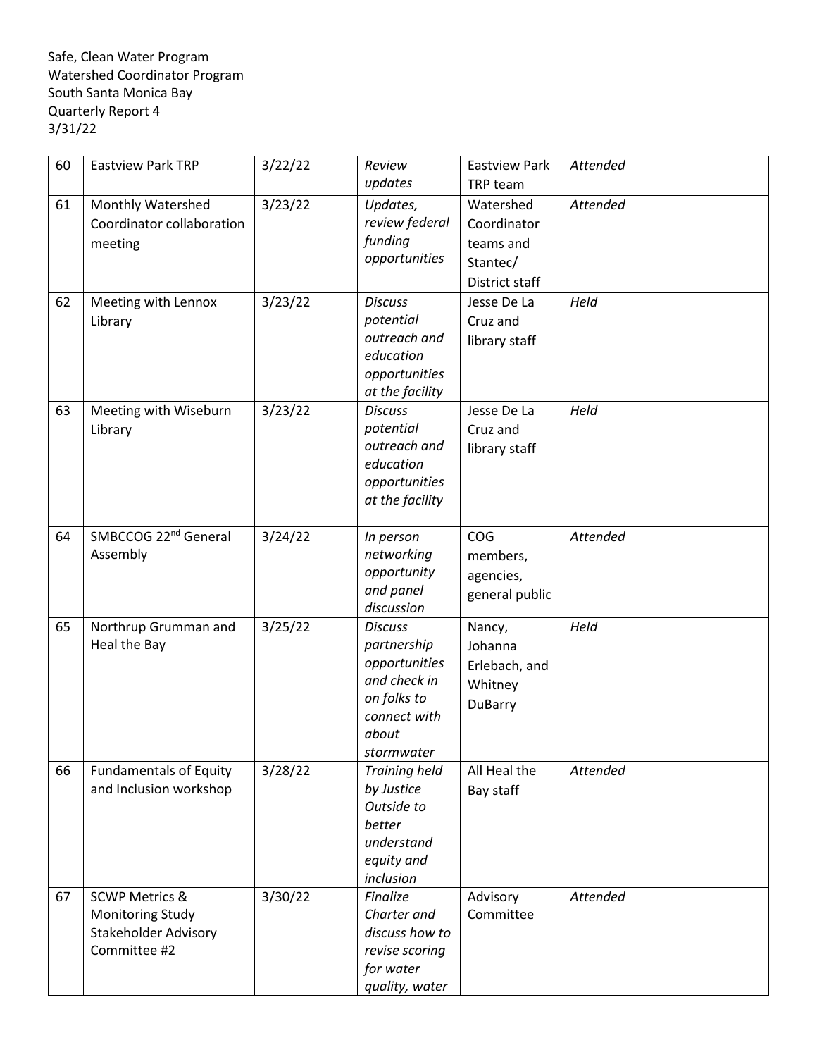Safe, Clean Water Program
Watershed Coordinator Program
South Santa Monica Bay
Quarterly Report 4
3/31/22

| | | | | | | |
|---|---|---|---|---|---|---|
| 60 | Eastview Park TRP | 3/22/22 | *Review updates* | Eastview Park TRP team | *Attended* | |
| 61 | Monthly Watershed Coordinator collaboration meeting | 3/23/22 | *Updates, review federal funding opportunities* | Watershed Coordinator teams and Stantec/ District staff | *Attended* | |
| 62 | Meeting with Lennox Library | 3/23/22 | *Discuss potential outreach and education opportunities at the facility* | Jesse De La Cruz and library staff | *Held* | |
| 63 | Meeting with Wiseburn Library | 3/23/22 | *Discuss potential outreach and education opportunities at the facility* | Jesse De La Cruz and library staff | *Held* | |
| 64 | SMBCCOG 22nd General Assembly | 3/24/22 | *In person networking opportunity and panel discussion* | COG members, agencies, general public | *Attended* | |
| 65 | Northrup Grumman and Heal the Bay | 3/25/22 | *Discuss partnership opportunities and check in on folks to connect with about stormwater* | Nancy, Johanna Erlebach, and Whitney DuBarry | *Held* | |
| 66 | Fundamentals of Equity and Inclusion workshop | 3/28/22 | *Training held by Justice Outside to better understand equity and inclusion* | All Heal the Bay staff | *Attended* | |
| 67 | SCWP Metrics & Monitoring Study Stakeholder Advisory Committee #2 | 3/30/22 | *Finalize Charter and discuss how to revise scoring for water quality, water* | Advisory Committee | *Attended* | |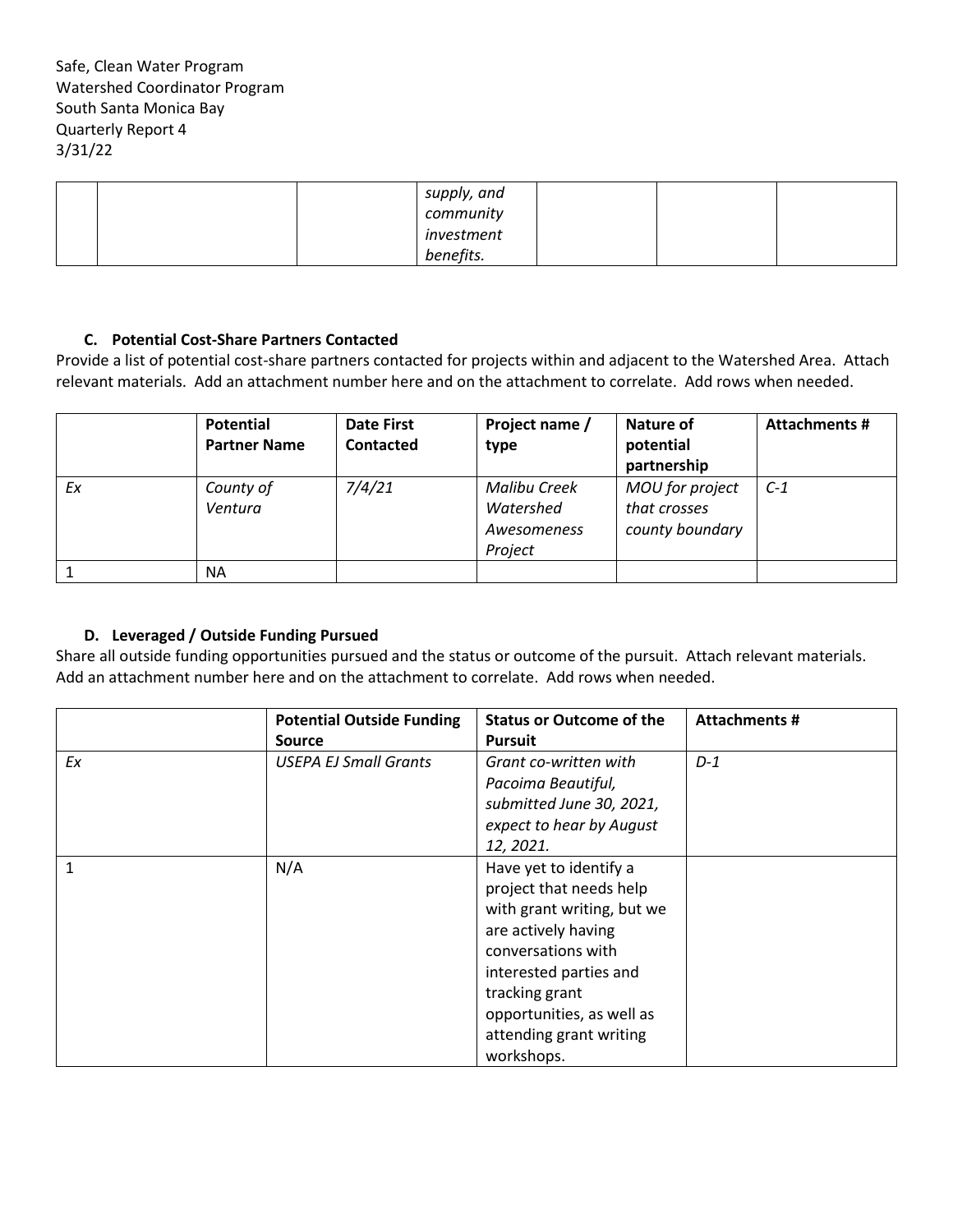| | | | supply, and community investment benefits. | | | |
|---|---|---|---|---|---|---|

### C. Potential Cost-Share Partners Contacted

Provide a list of potential cost-share partners contacted for projects within and adjacent to the Watershed Area. Attach relevant materials. Add an attachment number here and on the attachment to correlate. Add rows when needed.

| | Potential Partner Name | Date First Contacted | Project name / type | Nature of potential partnership | Attachments # |
|---|---|---|---|---|---|
| *Ex* | *County of Ventura* | *7/4/21* | *Malibu Creek Watershed Awesomeness Project* | *MOU for project that crosses county boundary* | *C-1* |
| 1 | NA | | | | |

### D. Leveraged / Outside Funding Pursued

Share all outside funding opportunities pursued and the status or outcome of the pursuit. Attach relevant materials. Add an attachment number here and on the attachment to correlate. Add rows when needed.

| | Potential Outside Funding Source | Status or Outcome of the Pursuit | Attachments # |
|---|---|---|---|
| *Ex* | *USEPA EJ Small Grants* | *Grant co-written with Pacoima Beautiful, submitted June 30, 2021, expect to hear by August 12, 2021.* | *D-1* |
| 1 | N/A | Have yet to identify a project that needs help with grant writing, but we are actively having conversations with interested parties and tracking grant opportunities, as well as attending grant writing workshops. | |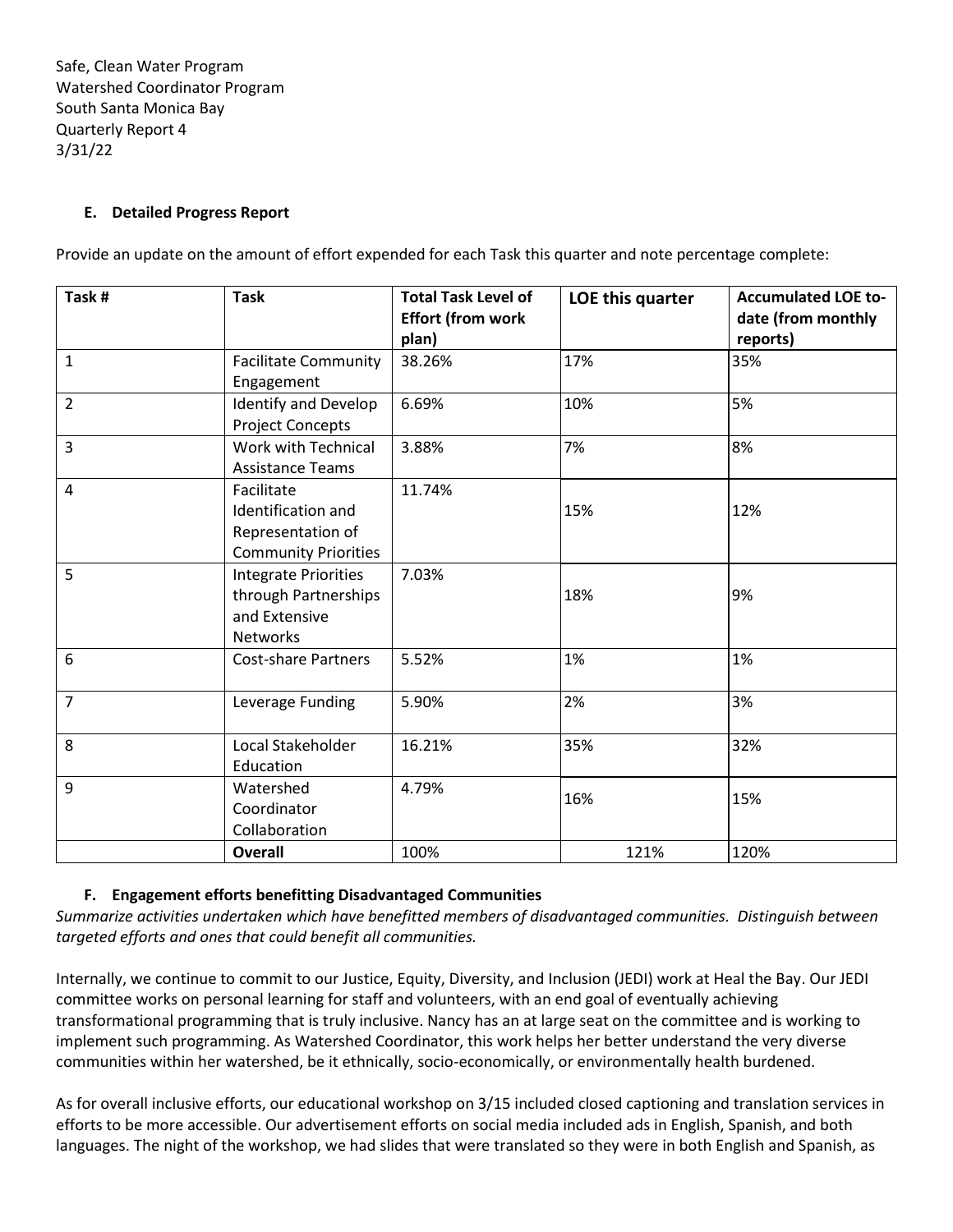Safe, Clean Water Program
Watershed Coordinator Program
South Santa Monica Bay
Quarterly Report 4
3/31/22

### E. Detailed Progress Report

Provide an update on the amount of effort expended for each Task this quarter and note percentage complete:

| Task # | Task | Total Task Level of Effort (from work plan) | LOE this quarter | Accumulated LOE to-date (from monthly reports) |
|---|---|---|---|---|
| 1 | Facilitate Community Engagement | 38.26% | 17% | 35% |
| 2 | Identify and Develop Project Concepts | 6.69% | 10% | 5% |
| 3 | Work with Technical Assistance Teams | 3.88% | 7% | 8% |
| 4 | Facilitate Identification and Representation of Community Priorities | 11.74% | 15% | 12% |
| 5 | Integrate Priorities through Partnerships and Extensive Networks | 7.03% | 18% | 9% |
| 6 | Cost-share Partners | 5.52% | 1% | 1% |
| 7 | Leverage Funding | 5.90% | 2% | 3% |
| 8 | Local Stakeholder Education | 16.21% | 35% | 32% |
| 9 | Watershed Coordinator Collaboration | 4.79% | 16% | 15% |
| | **Overall** | 100% | 121% | 120% |

### F. Engagement efforts benefitting Disadvantaged Communities

*Summarize activities undertaken which have benefitted members of disadvantaged communities. Distinguish between targeted efforts and ones that could benefit all communities.*

Internally, we continue to commit to our Justice, Equity, Diversity, and Inclusion (JEDI) work at Heal the Bay. Our JEDI committee works on personal learning for staff and volunteers, with an end goal of eventually achieving transformational programming that is truly inclusive. Nancy has an at large seat on the committee and is working to implement such programming. As Watershed Coordinator, this work helps her better understand the very diverse communities within her watershed, be it ethnically, socio-economically, or environmentally health burdened.

As for overall inclusive efforts, our educational workshop on 3/15 included closed captioning and translation services in efforts to be more accessible. Our advertisement efforts on social media included ads in English, Spanish, and both languages. The night of the workshop, we had slides that were translated so they were in both English and Spanish, as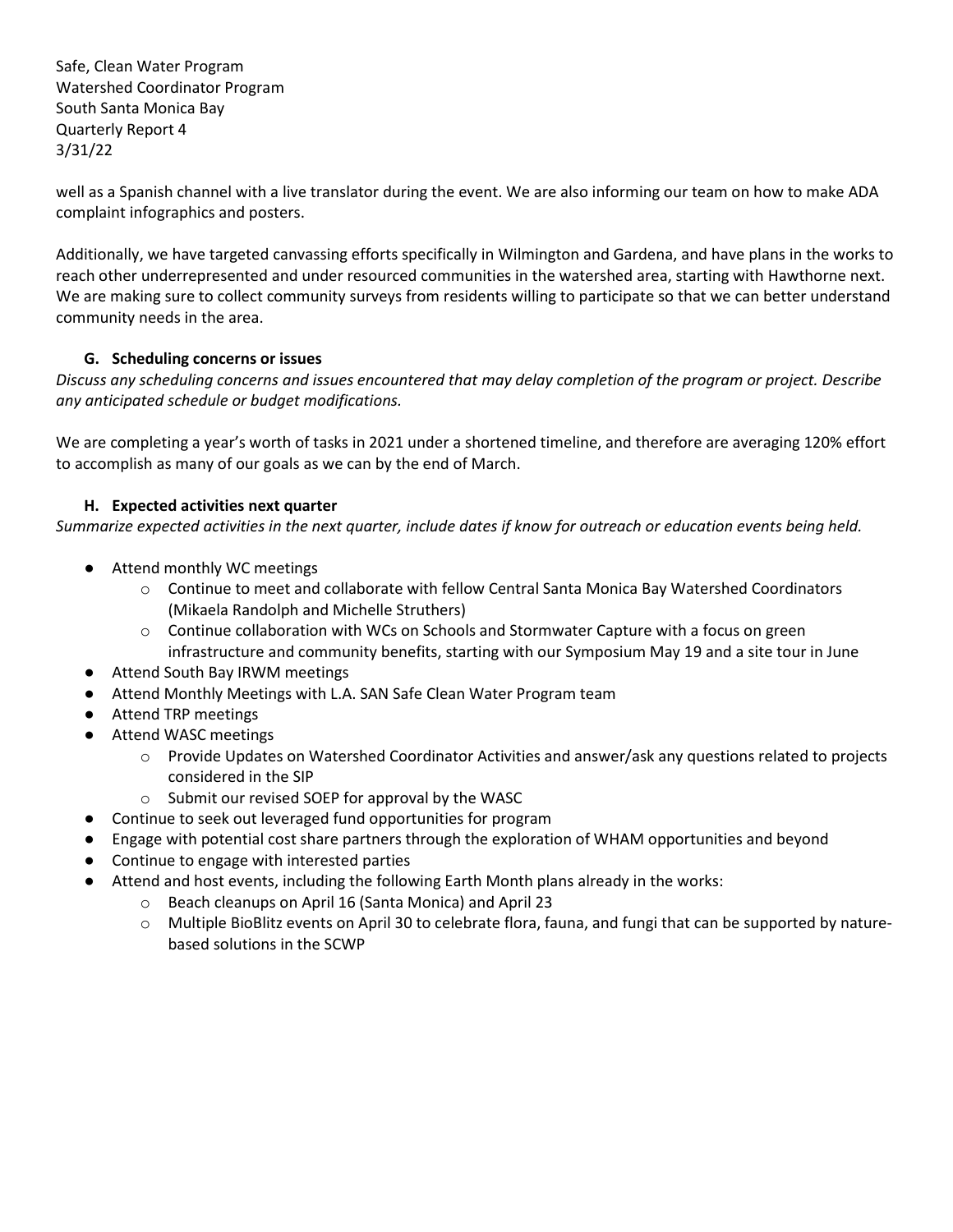well as a Spanish channel with a live translator during the event. We are also informing our team on how to make ADA complaint infographics and posters.

Additionally, we have targeted canvassing efforts specifically in Wilmington and Gardena, and have plans in the works to reach other underrepresented and under resourced communities in the watershed area, starting with Hawthorne next. We are making sure to collect community surveys from residents willing to participate so that we can better understand community needs in the area.

### G. Scheduling concerns or issues

*Discuss any scheduling concerns and issues encountered that may delay completion of the program or project. Describe any anticipated schedule or budget modifications.*

We are completing a year's worth of tasks in 2021 under a shortened timeline, and therefore are averaging 120% effort to accomplish as many of our goals as we can by the end of March.

### H. Expected activities next quarter

*Summarize expected activities in the next quarter, include dates if know for outreach or education events being held.*

- Attend monthly WC meetings
  - Continue to meet and collaborate with fellow Central Santa Monica Bay Watershed Coordinators (Mikaela Randolph and Michelle Struthers)
  - Continue collaboration with WCs on Schools and Stormwater Capture with a focus on green infrastructure and community benefits, starting with our Symposium May 19 and a site tour in June
- Attend South Bay IRWM meetings
- Attend Monthly Meetings with L.A. SAN Safe Clean Water Program team
- Attend TRP meetings
- Attend WASC meetings
  - Provide Updates on Watershed Coordinator Activities and answer/ask any questions related to projects considered in the SIP
  - Submit our revised SOEP for approval by the WASC
- Continue to seek out leveraged fund opportunities for program
- Engage with potential cost share partners through the exploration of WHAM opportunities and beyond
- Continue to engage with interested parties
- Attend and host events, including the following Earth Month plans already in the works:
  - Beach cleanups on April 16 (Santa Monica) and April 23
  - Multiple BioBlitz events on April 30 to celebrate flora, fauna, and fungi that can be supported by nature-based solutions in the SCWP